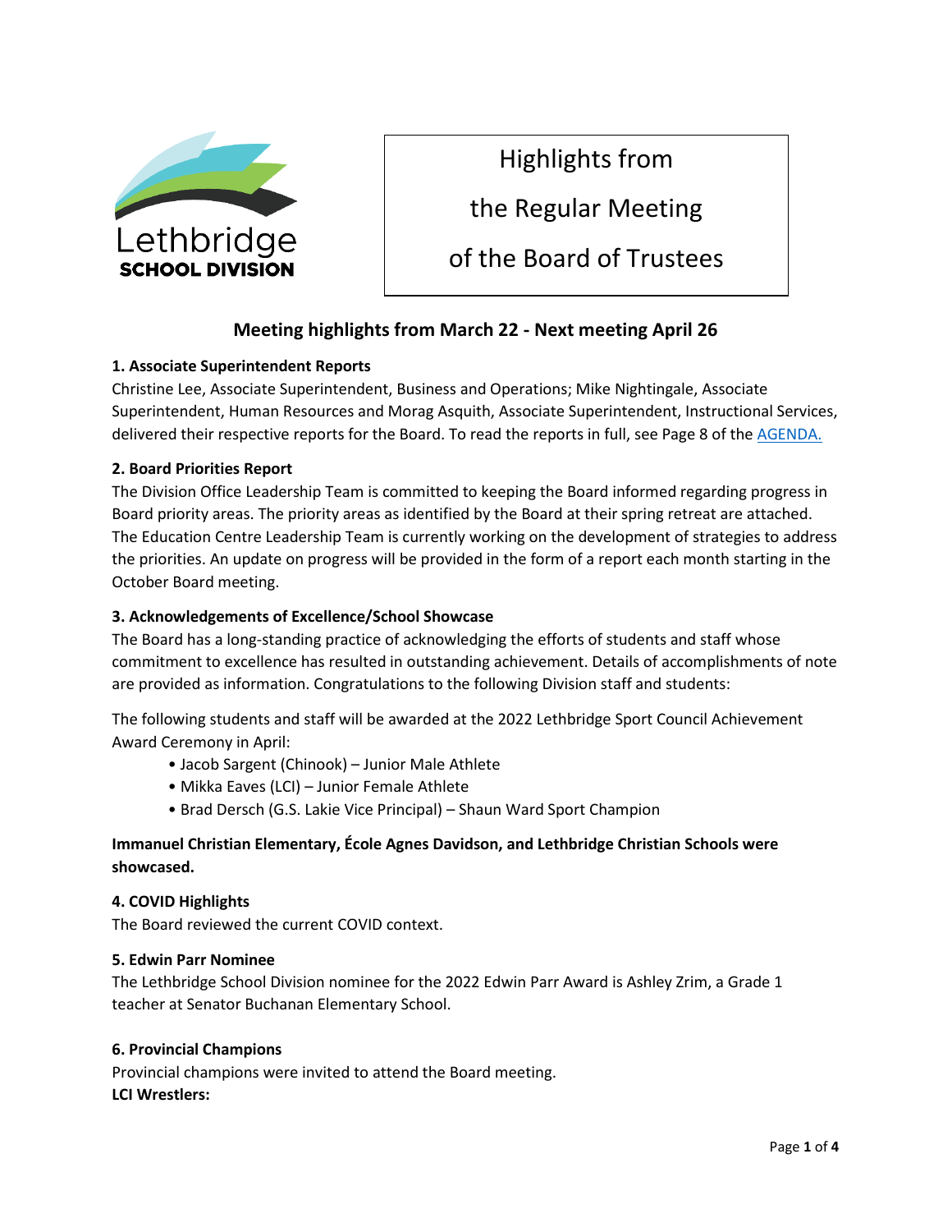Lethbridge SCHOOL DIVISION

# Highlights from the Regular Meeting of the Board of Trustees

## Meeting highlights from March 22 - Next meeting April 26

### 1. Associate Superintendent Reports

Christine Lee, Associate Superintendent, Business and Operations; Mike Nightingale, Associate Superintendent, Human Resources and Morag Asquith, Associate Superintendent, Instructional Services, delivered their respective reports for the Board. To read the reports in full, see Page 8 of the AGENDA.

### 2. Board Priorities Report

The Division Office Leadership Team is committed to keeping the Board informed regarding progress in Board priority areas. The priority areas as identified by the Board at their spring retreat are attached. The Education Centre Leadership Team is currently working on the development of strategies to address the priorities. An update on progress will be provided in the form of a report each month starting in the October Board meeting.

### 3. Acknowledgements of Excellence/School Showcase

The Board has a long-standing practice of acknowledging the efforts of students and staff whose commitment to excellence has resulted in outstanding achievement. Details of accomplishments of note are provided as information. Congratulations to the following Division staff and students:

The following students and staff will be awarded at the 2022 Lethbridge Sport Council Achievement Award Ceremony in April:

- Jacob Sargent (Chinook) – Junior Male Athlete
- Mikka Eaves (LCI) – Junior Female Athlete
- Brad Dersch (G.S. Lakie Vice Principal) – Shaun Ward Sport Champion

**Immanuel Christian Elementary, École Agnes Davidson, and Lethbridge Christian Schools were showcased.**

### 4. COVID Highlights

The Board reviewed the current COVID context.

### 5. Edwin Parr Nominee

The Lethbridge School Division nominee for the 2022 Edwin Parr Award is Ashley Zrim, a Grade 1 teacher at Senator Buchanan Elementary School.

### 6. Provincial Champions

Provincial champions were invited to attend the Board meeting.

**LCI Wrestlers:**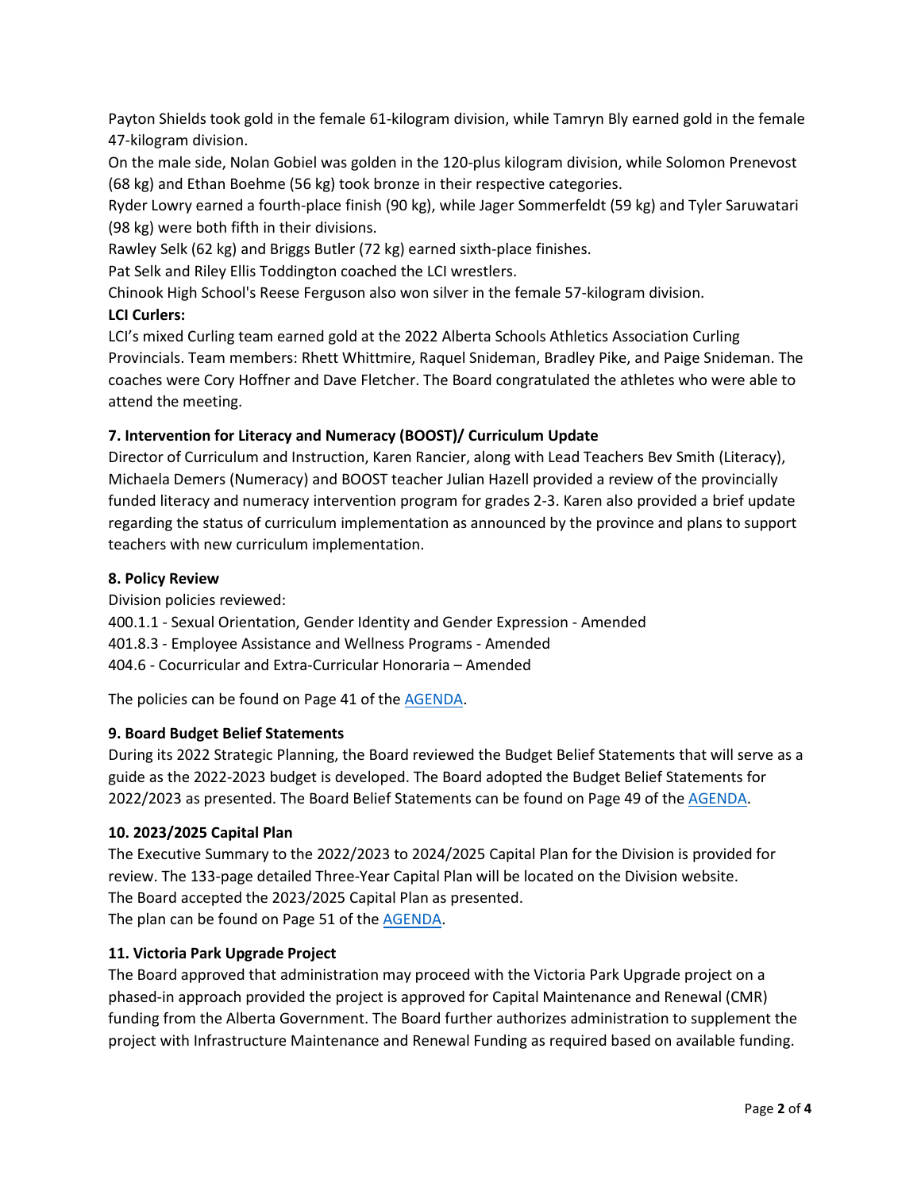Payton Shields took gold in the female 61-kilogram division, while Tamryn Bly earned gold in the female 47-kilogram division.

On the male side, Nolan Gobiel was golden in the 120-plus kilogram division, while Solomon Prenevost (68 kg) and Ethan Boehme (56 kg) took bronze in their respective categories.

Ryder Lowry earned a fourth-place finish (90 kg), while Jager Sommerfeldt (59 kg) and Tyler Saruwatari (98 kg) were both fifth in their divisions.

Rawley Selk (62 kg) and Briggs Butler (72 kg) earned sixth-place finishes.

Pat Selk and Riley Ellis Toddington coached the LCI wrestlers.

Chinook High School's Reese Ferguson also won silver in the female 57-kilogram division.

**LCI Curlers:**

LCI's mixed Curling team earned gold at the 2022 Alberta Schools Athletics Association Curling Provincials. Team members: Rhett Whittmire, Raquel Snideman, Bradley Pike, and Paige Snideman. The coaches were Cory Hoffner and Dave Fletcher. The Board congratulated the athletes who were able to attend the meeting.

**7. Intervention for Literacy and Numeracy (BOOST)/ Curriculum Update**

Director of Curriculum and Instruction, Karen Rancier, along with Lead Teachers Bev Smith (Literacy), Michaela Demers (Numeracy) and BOOST teacher Julian Hazell provided a review of the provincially funded literacy and numeracy intervention program for grades 2-3. Karen also provided a brief update regarding the status of curriculum implementation as announced by the province and plans to support teachers with new curriculum implementation.

**8. Policy Review**

Division policies reviewed:

400.1.1 - Sexual Orientation, Gender Identity and Gender Expression - Amended

401.8.3 - Employee Assistance and Wellness Programs - Amended

404.6 - Cocurricular and Extra-Curricular Honoraria – Amended

The policies can be found on Page 41 of the AGENDA.

**9. Board Budget Belief Statements**

During its 2022 Strategic Planning, the Board reviewed the Budget Belief Statements that will serve as a guide as the 2022-2023 budget is developed. The Board adopted the Budget Belief Statements for 2022/2023 as presented. The Board Belief Statements can be found on Page 49 of the AGENDA.

**10. 2023/2025 Capital Plan**

The Executive Summary to the 2022/2023 to 2024/2025 Capital Plan for the Division is provided for review. The 133-page detailed Three-Year Capital Plan will be located on the Division website.

The Board accepted the 2023/2025 Capital Plan as presented.

The plan can be found on Page 51 of the AGENDA.

**11. Victoria Park Upgrade Project**

The Board approved that administration may proceed with the Victoria Park Upgrade project on a phased-in approach provided the project is approved for Capital Maintenance and Renewal (CMR) funding from the Alberta Government. The Board further authorizes administration to supplement the project with Infrastructure Maintenance and Renewal Funding as required based on available funding.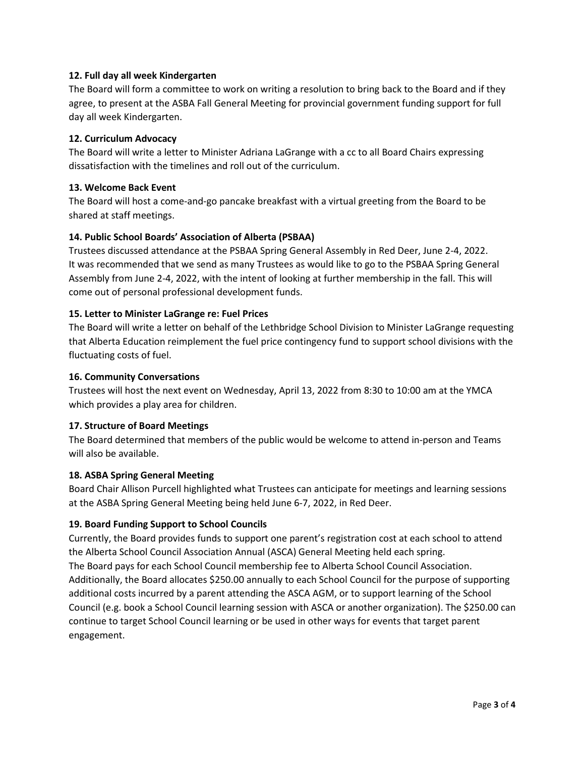**12. Full day all week Kindergarten**

The Board will form a committee to work on writing a resolution to bring back to the Board and if they agree, to present at the ASBA Fall General Meeting for provincial government funding support for full day all week Kindergarten.

**12. Curriculum Advocacy**

The Board will write a letter to Minister Adriana LaGrange with a cc to all Board Chairs expressing dissatisfaction with the timelines and roll out of the curriculum.

**13. Welcome Back Event**

The Board will host a come-and-go pancake breakfast with a virtual greeting from the Board to be shared at staff meetings.

**14. Public School Boards' Association of Alberta (PSBAA)**

Trustees discussed attendance at the PSBAA Spring General Assembly in Red Deer, June 2-4, 2022. It was recommended that we send as many Trustees as would like to go to the PSBAA Spring General Assembly from June 2-4, 2022, with the intent of looking at further membership in the fall. This will come out of personal professional development funds.

**15. Letter to Minister LaGrange re: Fuel Prices**

The Board will write a letter on behalf of the Lethbridge School Division to Minister LaGrange requesting that Alberta Education reimplement the fuel price contingency fund to support school divisions with the fluctuating costs of fuel.

**16. Community Conversations**

Trustees will host the next event on Wednesday, April 13, 2022 from 8:30 to 10:00 am at the YMCA which provides a play area for children.

**17. Structure of Board Meetings**

The Board determined that members of the public would be welcome to attend in-person and Teams will also be available.

**18. ASBA Spring General Meeting**

Board Chair Allison Purcell highlighted what Trustees can anticipate for meetings and learning sessions at the ASBA Spring General Meeting being held June 6-7, 2022, in Red Deer.

**19. Board Funding Support to School Councils**

Currently, the Board provides funds to support one parent's registration cost at each school to attend the Alberta School Council Association Annual (ASCA) General Meeting held each spring.
The Board pays for each School Council membership fee to Alberta School Council Association. Additionally, the Board allocates $250.00 annually to each School Council for the purpose of supporting additional costs incurred by a parent attending the ASCA AGM, or to support learning of the School Council (e.g. book a School Council learning session with ASCA or another organization). The $250.00 can continue to target School Council learning or be used in other ways for events that target parent engagement.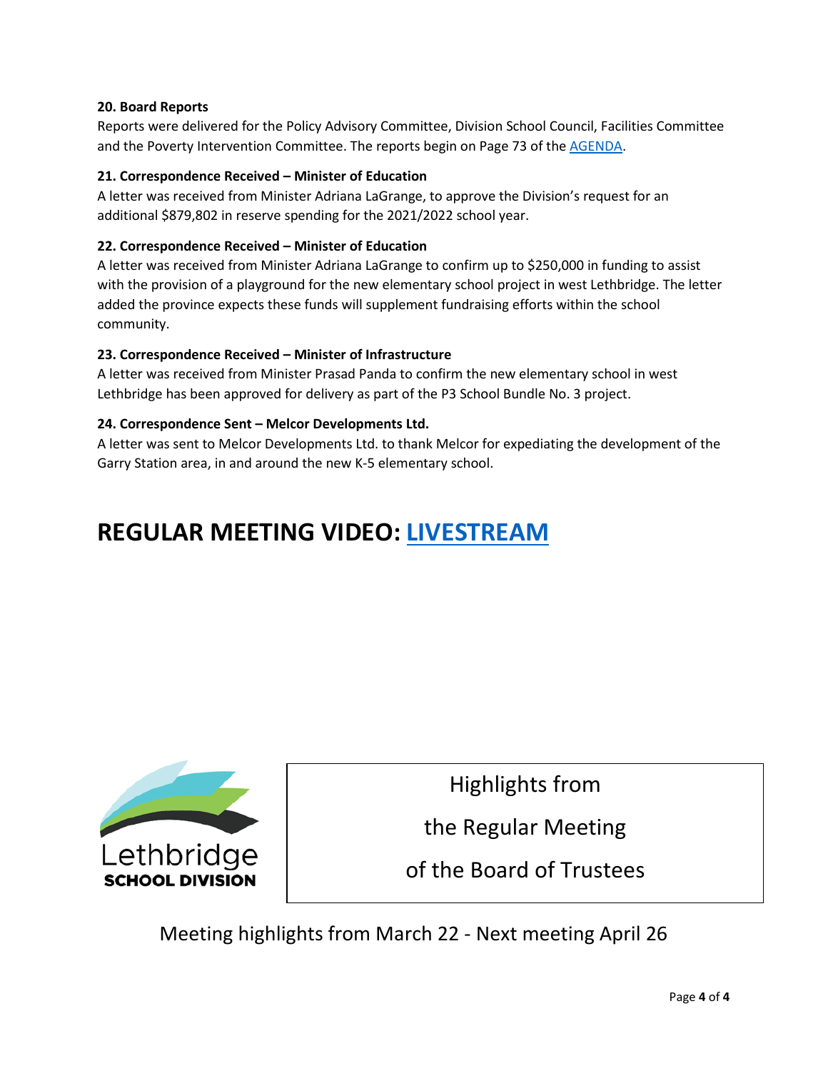**20. Board Reports**

Reports were delivered for the Policy Advisory Committee, Division School Council, Facilities Committee and the Poverty Intervention Committee. The reports begin on Page 73 of the AGENDA.

**21. Correspondence Received – Minister of Education**

A letter was received from Minister Adriana LaGrange, to approve the Division's request for an additional $879,802 in reserve spending for the 2021/2022 school year.

**22. Correspondence Received – Minister of Education**

A letter was received from Minister Adriana LaGrange to confirm up to $250,000 in funding to assist with the provision of a playground for the new elementary school project in west Lethbridge. The letter added the province expects these funds will supplement fundraising efforts within the school community.

**23. Correspondence Received – Minister of Infrastructure**

A letter was received from Minister Prasad Panda to confirm the new elementary school in west Lethbridge has been approved for delivery as part of the P3 School Bundle No. 3 project.

**24. Correspondence Sent – Melcor Developments Ltd.**

A letter was sent to Melcor Developments Ltd. to thank Melcor for expediating the development of the Garry Station area, in and around the new K-5 elementary school.

# REGULAR MEETING VIDEO: LIVESTREAM

Lethbridge
**SCHOOL DIVISION**

Highlights from

the Regular Meeting

of the Board of Trustees

Meeting highlights from March 22 - Next meeting April 26